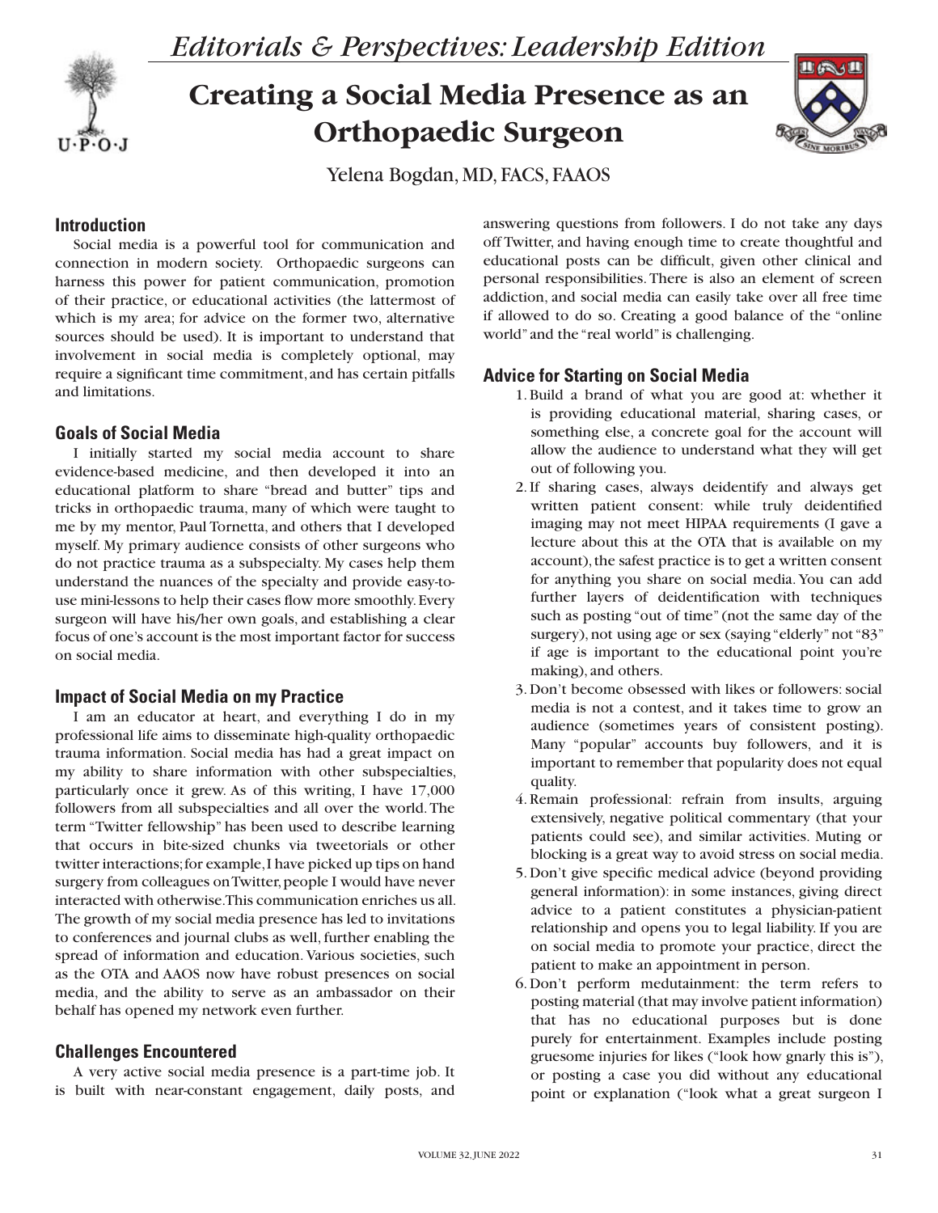*Editorials & Perspectives: Leadership Edition*

# Creating a Social Media Presence as an Orthopaedic Surgeon

Yelena Bogdan, MD, FACS, FAAOS

## Introduction

Social media is a powerful tool for communication and connection in modern society. Orthopaedic surgeons can harness this power for patient communication, promotion of their practice, or educational activities (the lattermost of which is my area; for advice on the former two, alternative sources should be used). It is important to understand that involvement in social media is completely optional, may require a significant time commitment, and has certain pitfalls and limitations.

## Goals of Social Media

I initially started my social media account to share evidence-based medicine, and then developed it into an educational platform to share "bread and butter" tips and tricks in orthopaedic trauma, many of which were taught to me by my mentor, Paul Tornetta, and others that I developed myself. My primary audience consists of other surgeons who do not practice trauma as a subspecialty. My cases help them understand the nuances of the specialty and provide easy-to-use mini-lessons to help their cases flow more smoothly. Every surgeon will have his/her own goals, and establishing a clear focus of one's account is the most important factor for success on social media.

## Impact of Social Media on my Practice

I am an educator at heart, and everything I do in my professional life aims to disseminate high-quality orthopaedic trauma information. Social media has had a great impact on my ability to share information with other subspecialties, particularly once it grew. As of this writing, I have 17,000 followers from all subspecialties and all over the world. The term "Twitter fellowship" has been used to describe learning that occurs in bite-sized chunks via tweetorials or other twitter interactions; for example, I have picked up tips on hand surgery from colleagues on Twitter, people I would have never interacted with otherwise. This communication enriches us all. The growth of my social media presence has led to invitations to conferences and journal clubs as well, further enabling the spread of information and education. Various societies, such as the OTA and AAOS now have robust presences on social media, and the ability to serve as an ambassador on their behalf has opened my network even further.

## Challenges Encountered

A very active social media presence is a part-time job. It is built with near-constant engagement, daily posts, and answering questions from followers. I do not take any days off Twitter, and having enough time to create thoughtful and educational posts can be difficult, given other clinical and personal responsibilities. There is also an element of screen addiction, and social media can easily take over all free time if allowed to do so. Creating a good balance of the "online world" and the "real world" is challenging.

## Advice for Starting on Social Media

1. Build a brand of what you are good at: whether it is providing educational material, sharing cases, or something else, a concrete goal for the account will allow the audience to understand what they will get out of following you.
2. If sharing cases, always deidentify and always get written patient consent: while truly deidentified imaging may not meet HIPAA requirements (I gave a lecture about this at the OTA that is available on my account), the safest practice is to get a written consent for anything you share on social media. You can add further layers of deidentification with techniques such as posting "out of time" (not the same day of the surgery), not using age or sex (saying "elderly" not "83" if age is important to the educational point you're making), and others.
3. Don't become obsessed with likes or followers: social media is not a contest, and it takes time to grow an audience (sometimes years of consistent posting). Many "popular" accounts buy followers, and it is important to remember that popularity does not equal quality.
4. Remain professional: refrain from insults, arguing extensively, negative political commentary (that your patients could see), and similar activities. Muting or blocking is a great way to avoid stress on social media.
5. Don't give specific medical advice (beyond providing general information): in some instances, giving direct advice to a patient constitutes a physician-patient relationship and opens you to legal liability. If you are on social media to promote your practice, direct the patient to make an appointment in person.
6. Don't perform medutainment: the term refers to posting material (that may involve patient information) that has no educational purposes but is done purely for entertainment. Examples include posting gruesome injuries for likes ("look how gnarly this is"), or posting a case you did without any educational point or explanation ("look what a great surgeon I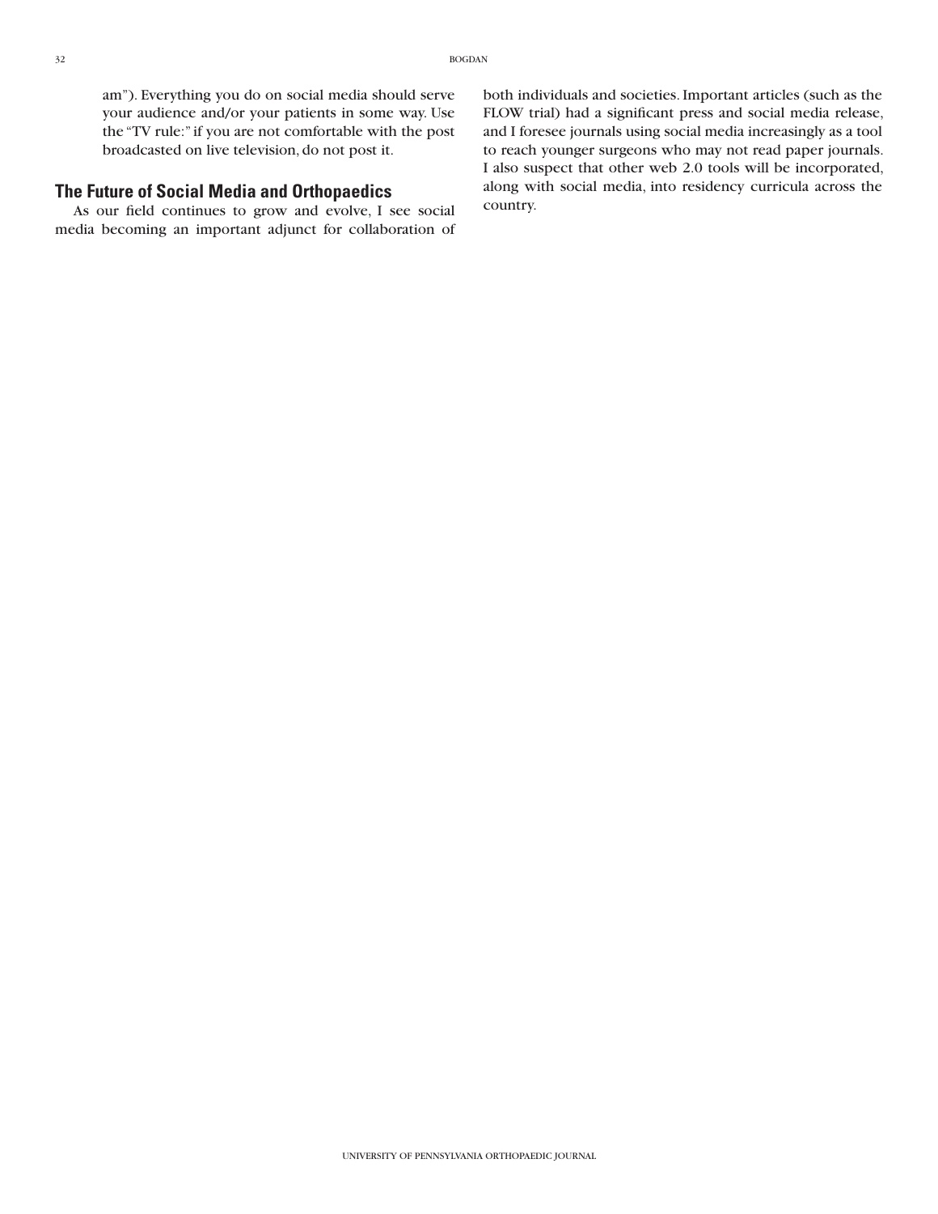am"). Everything you do on social media should serve your audience and/or your patients in some way. Use the "TV rule:" if you are not comfortable with the post broadcasted on live television, do not post it.

## The Future of Social Media and Orthopaedics

As our field continues to grow and evolve, I see social media becoming an important adjunct for collaboration of both individuals and societies. Important articles (such as the FLOW trial) had a significant press and social media release, and I foresee journals using social media increasingly as a tool to reach younger surgeons who may not read paper journals. I also suspect that other web 2.0 tools will be incorporated, along with social media, into residency curricula across the country.